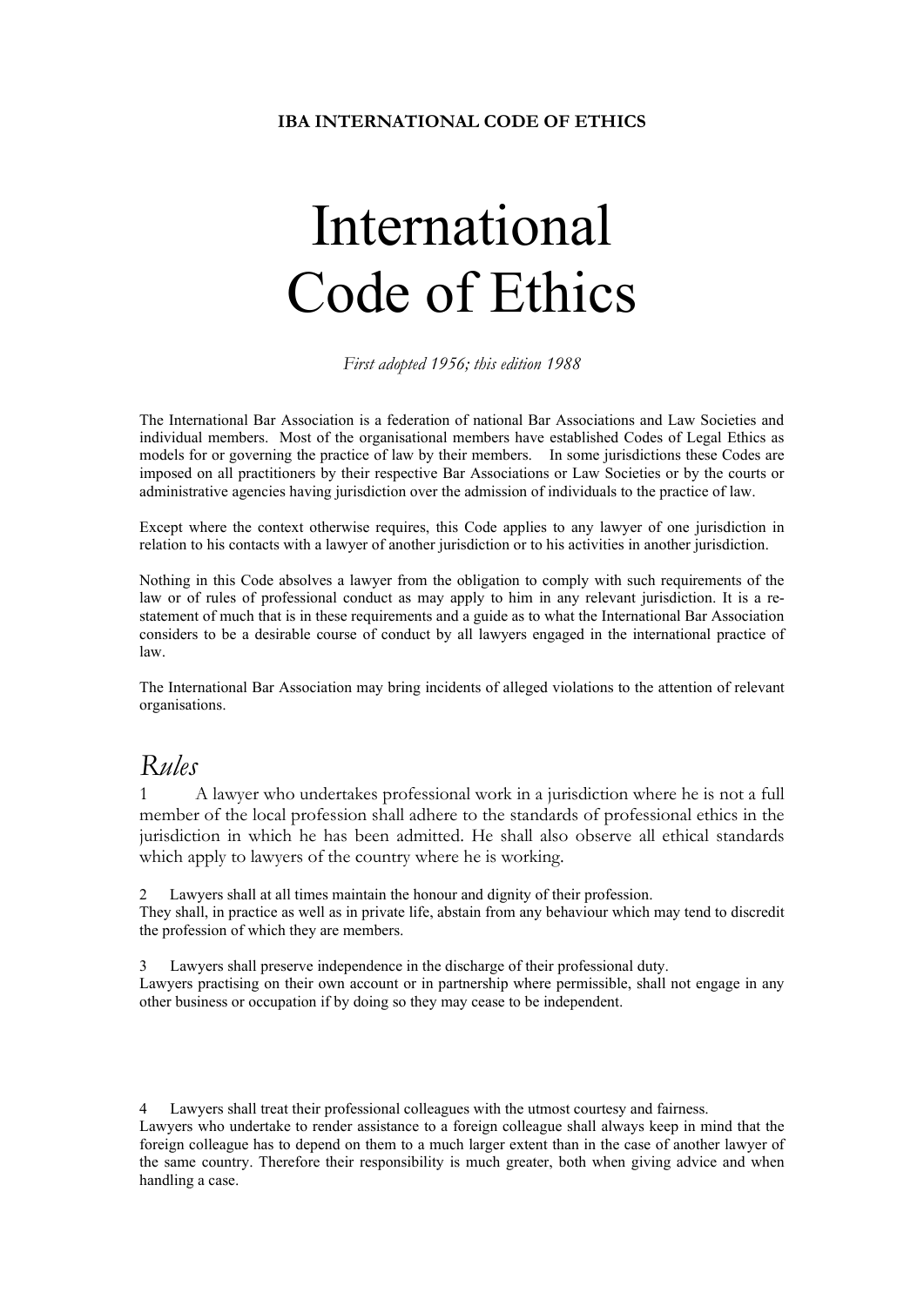**IBA INTERNATIONAL CODE OF ETHICS**

# International Code of Ethics

*First adopted 1956; this edition 1988*

The International Bar Association is a federation of national Bar Associations and Law Societies and individual members. Most of the organisational members have established Codes of Legal Ethics as models for or governing the practice of law by their members. In some jurisdictions these Codes are imposed on all practitioners by their respective Bar Associations or Law Societies or by the courts or administrative agencies having jurisdiction over the admission of individuals to the practice of law.

Except where the context otherwise requires, this Code applies to any lawyer of one jurisdiction in relation to his contacts with a lawyer of another jurisdiction or to his activities in another jurisdiction.

Nothing in this Code absolves a lawyer from the obligation to comply with such requirements of the law or of rules of professional conduct as may apply to him in any relevant jurisdiction. It is a re-statement of much that is in these requirements and a guide as to what the International Bar Association considers to be a desirable course of conduct by all lawyers engaged in the international practice of law.

The International Bar Association may bring incidents of alleged violations to the attention of relevant organisations.

## *Rules*

1 A lawyer who undertakes professional work in a jurisdiction where he is not a full member of the local profession shall adhere to the standards of professional ethics in the jurisdiction in which he has been admitted. He shall also observe all ethical standards which apply to lawyers of the country where he is working.

2 Lawyers shall at all times maintain the honour and dignity of their profession.
They shall, in practice as well as in private life, abstain from any behaviour which may tend to discredit the profession of which they are members.

3 Lawyers shall preserve independence in the discharge of their professional duty.
Lawyers practising on their own account or in partnership where permissible, shall not engage in any other business or occupation if by doing so they may cease to be independent.

4 Lawyers shall treat their professional colleagues with the utmost courtesy and fairness.
Lawyers who undertake to render assistance to a foreign colleague shall always keep in mind that the foreign colleague has to depend on them to a much larger extent than in the case of another lawyer of the same country. Therefore their responsibility is much greater, both when giving advice and when handling a case.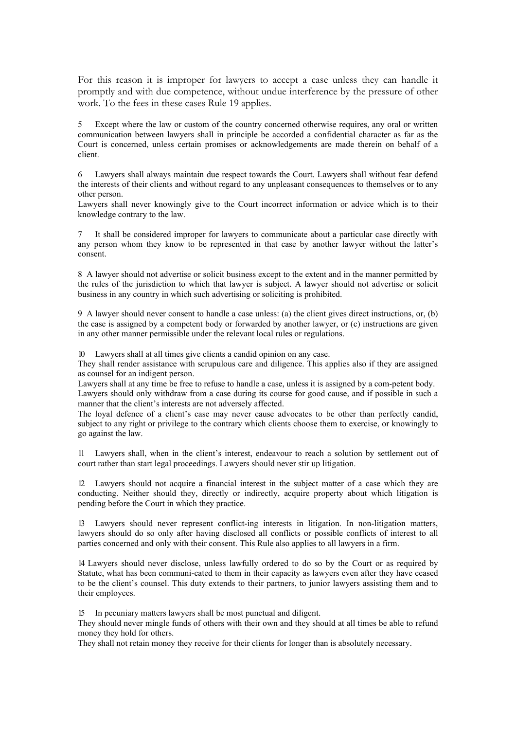For this reason it is improper for lawyers to accept a case unless they can handle it promptly and with due competence, without undue interference by the pressure of other work. To the fees in these cases Rule 19 applies.

5 Except where the law or custom of the country concerned otherwise requires, any oral or written communication between lawyers shall in principle be accorded a confidential character as far as the Court is concerned, unless certain promises or acknowledgements are made therein on behalf of a client.

6 Lawyers shall always maintain due respect towards the Court. Lawyers shall without fear defend the interests of their clients and without regard to any unpleasant consequences to themselves or to any other person.
Lawyers shall never knowingly give to the Court incorrect information or advice which is to their knowledge contrary to the law.

7 It shall be considered improper for lawyers to communicate about a particular case directly with any person whom they know to be represented in that case by another lawyer without the latter's consent.

8 A lawyer should not advertise or solicit business except to the extent and in the manner permitted by the rules of the jurisdiction to which that lawyer is subject. A lawyer should not advertise or solicit business in any country in which such advertising or soliciting is prohibited.

9 A lawyer should never consent to handle a case unless: (a) the client gives direct instructions, or, (b) the case is assigned by a competent body or forwarded by another lawyer, or (c) instructions are given in any other manner permissible under the relevant local rules or regulations.

10 Lawyers shall at all times give clients a candid opinion on any case.
They shall render assistance with scrupulous care and diligence. This applies also if they are assigned as counsel for an indigent person.
Lawyers shall at any time be free to refuse to handle a case, unless it is assigned by a com-petent body.
Lawyers should only withdraw from a case during its course for good cause, and if possible in such a manner that the client's interests are not adversely affected.
The loyal defence of a client's case may never cause advocates to be other than perfectly candid, subject to any right or privilege to the contrary which clients choose them to exercise, or knowingly to go against the law.

11 Lawyers shall, when in the client's interest, endeavour to reach a solution by settlement out of court rather than start legal proceedings. Lawyers should never stir up litigation.

12 Lawyers should not acquire a financial interest in the subject matter of a case which they are conducting. Neither should they, directly or indirectly, acquire property about which litigation is pending before the Court in which they practice.

13 Lawyers should never represent conflict-ing interests in litigation. In non-litigation matters, lawyers should do so only after having disclosed all conflicts or possible conflicts of interest to all parties concerned and only with their consent. This Rule also applies to all lawyers in a firm.

14 Lawyers should never disclose, unless lawfully ordered to do so by the Court or as required by Statute, what has been communi-cated to them in their capacity as lawyers even after they have ceased to be the client's counsel. This duty extends to their partners, to junior lawyers assisting them and to their employees.

15 In pecuniary matters lawyers shall be most punctual and diligent.
They should never mingle funds of others with their own and they should at all times be able to refund money they hold for others.
They shall not retain money they receive for their clients for longer than is absolutely necessary.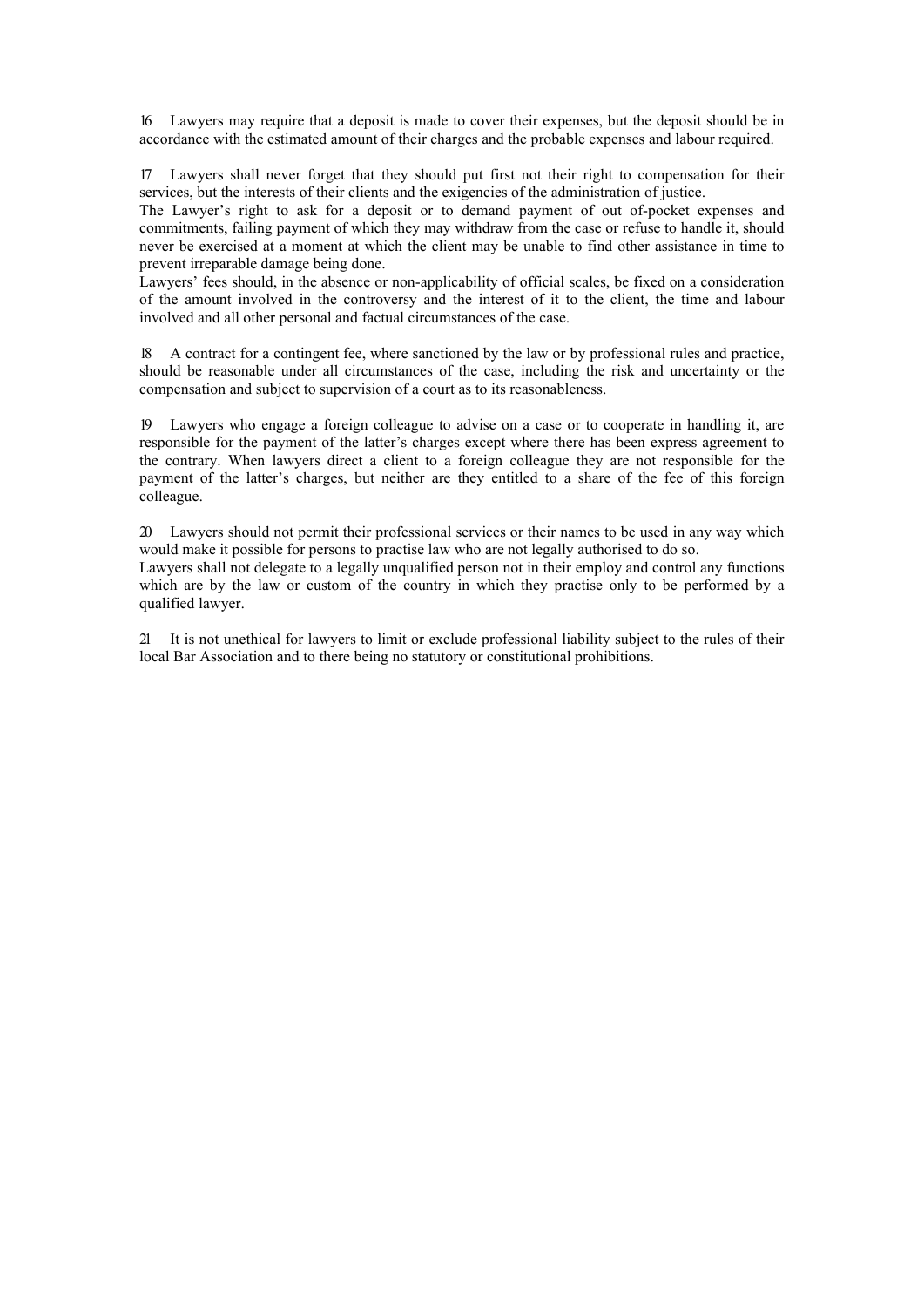16 Lawyers may require that a deposit is made to cover their expenses, but the deposit should be in accordance with the estimated amount of their charges and the probable expenses and labour required.

17 Lawyers shall never forget that they should put first not their right to compensation for their services, but the interests of their clients and the exigencies of the administration of justice.
The Lawyer's right to ask for a deposit or to demand payment of out of-pocket expenses and commitments, failing payment of which they may withdraw from the case or refuse to handle it, should never be exercised at a moment at which the client may be unable to find other assistance in time to prevent irreparable damage being done.
Lawyers' fees should, in the absence or non-applicability of official scales, be fixed on a consideration of the amount involved in the controversy and the interest of it to the client, the time and labour involved and all other personal and factual circumstances of the case.

18 A contract for a contingent fee, where sanctioned by the law or by professional rules and practice, should be reasonable under all circumstances of the case, including the risk and uncertainty or the compensation and subject to supervision of a court as to its reasonableness.

19 Lawyers who engage a foreign colleague to advise on a case or to cooperate in handling it, are responsible for the payment of the latter's charges except where there has been express agreement to the contrary. When lawyers direct a client to a foreign colleague they are not responsible for the payment of the latter's charges, but neither are they entitled to a share of the fee of this foreign colleague.

20 Lawyers should not permit their professional services or their names to be used in any way which would make it possible for persons to practise law who are not legally authorised to do so.
Lawyers shall not delegate to a legally unqualified person not in their employ and control any functions which are by the law or custom of the country in which they practise only to be performed by a qualified lawyer.

21 It is not unethical for lawyers to limit or exclude professional liability subject to the rules of their local Bar Association and to there being no statutory or constitutional prohibitions.